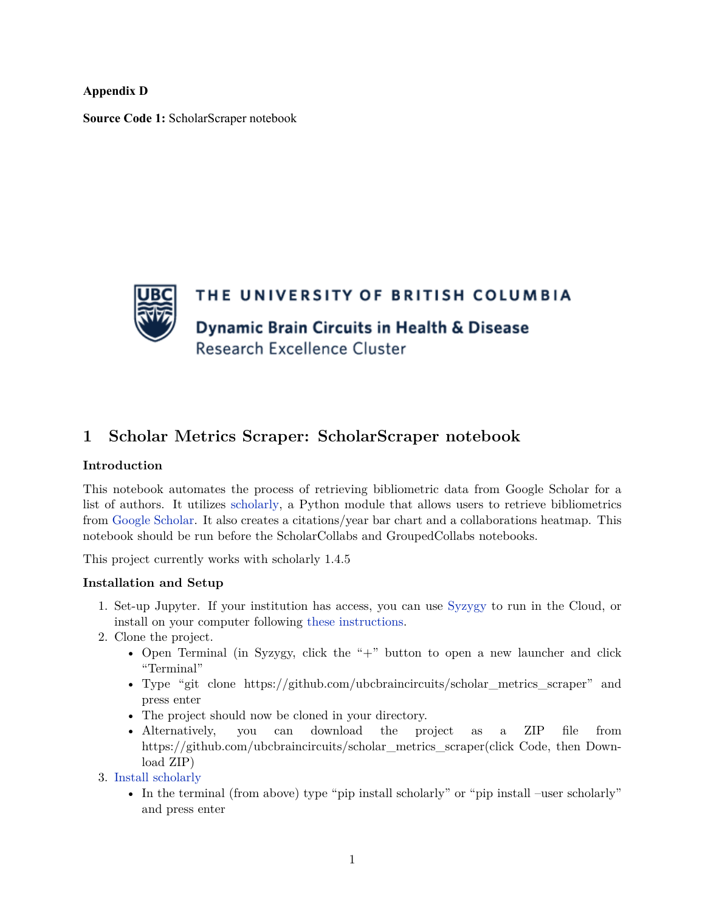**Appendix D**

**Source Code 1:** ScholarScraper notebook

THE UNIVERSITY OF BRITISH COLUMBIA

Dynamic Brain Circuits in Health & Disease
Research Excellence Cluster

# 1 Scholar Metrics Scraper: ScholarScraper notebook

### Introduction

This notebook automates the process of retrieving bibliometric data from Google Scholar for a list of authors. It utilizes scholarly, a Python module that allows users to retrieve bibliometrics from Google Scholar. It also creates a citations/year bar chart and a collaborations heatmap. This notebook should be run before the ScholarCollabs and GroupedCollabs notebooks.

This project currently works with scholarly 1.4.5

### Installation and Setup

1. Set-up Jupyter. If your institution has access, you can use Syzygy to run in the Cloud, or install on your computer following these instructions.
2. Clone the project.
   - Open Terminal (in Syzygy, click the "+" button to open a new launcher and click "Terminal"
   - Type "git clone https://github.com/ubcbraincircuits/scholar_metrics_scraper" and press enter
   - The project should now be cloned in your directory.
   - Alternatively, you can download the project as a ZIP file from https://github.com/ubcbraincircuits/scholar_metrics_scraper(click Code, then Download ZIP)
3. Install scholarly
   - In the terminal (from above) type "pip install scholarly" or "pip install –user scholarly" and press enter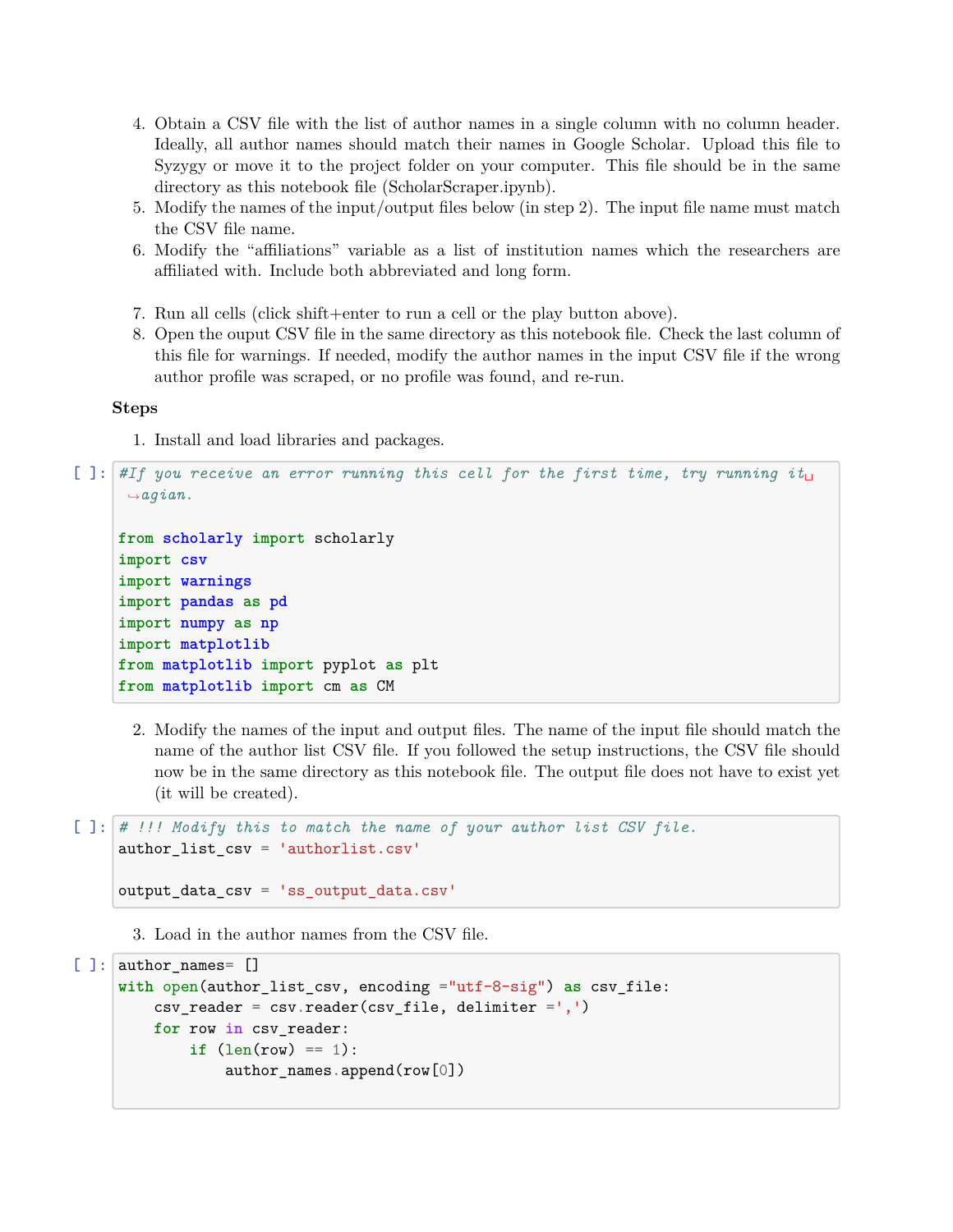4. Obtain a CSV file with the list of author names in a single column with no column header. Ideally, all author names should match their names in Google Scholar. Upload this file to Syzygy or move it to the project folder on your computer. This file should be in the same directory as this notebook file (ScholarScraper.ipynb).
5. Modify the names of the input/output files below (in step 2). The input file name must match the CSV file name.
6. Modify the "affiliations" variable as a list of institution names which the researchers are affiliated with. Include both abbreviated and long form.
7. Run all cells (click shift+enter to run a cell or the play button above).
8. Open the ouput CSV file in the same directory as this notebook file. Check the last column of this file for warnings. If needed, modify the author names in the input CSV file if the wrong author profile was scraped, or no profile was found, and re-run.

**Steps**

1. Install and load libraries and packages.

```
[ ]: #If you receive an error running this cell for the first time, try running it agian.

from scholarly import scholarly
import csv
import warnings
import pandas as pd
import numpy as np
import matplotlib
from matplotlib import pyplot as plt
from matplotlib import cm as CM
```

2. Modify the names of the input and output files. The name of the input file should match the name of the author list CSV file. If you followed the setup instructions, the CSV file should now be in the same directory as this notebook file. The output file does not have to exist yet (it will be created).

```
[ ]: # !!! Modify this to match the name of your author list CSV file.
author_list_csv = 'authorlist.csv'

output_data_csv = 'ss_output_data.csv'
```

3. Load in the author names from the CSV file.

```
[ ]: author_names= []
with open(author_list_csv, encoding ="utf-8-sig") as csv_file:
    csv_reader = csv.reader(csv_file, delimiter =',')
    for row in csv_reader:
        if (len(row) == 1):
            author_names.append(row[0])
```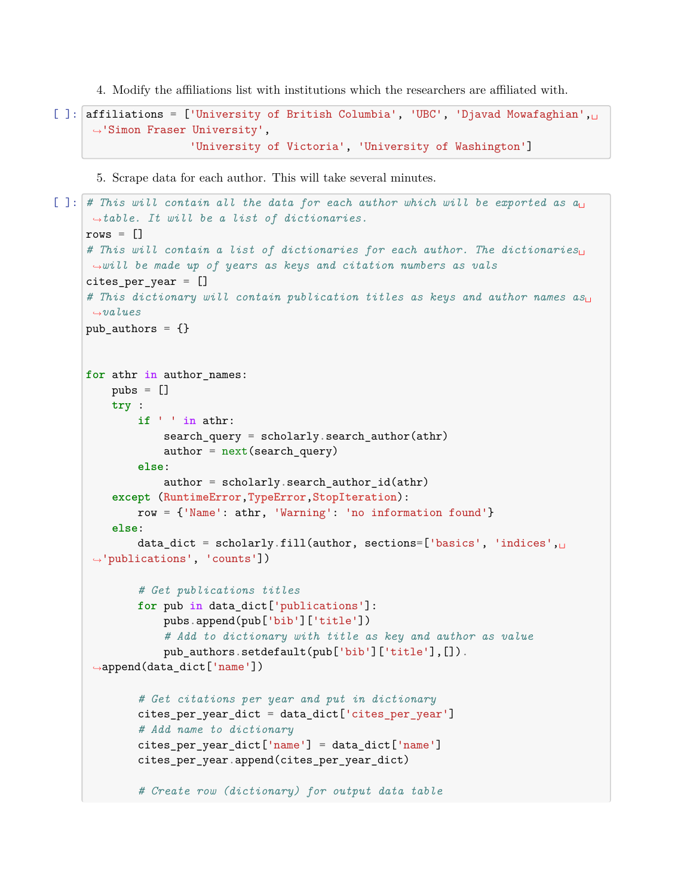4. Modify the affiliations list with institutions which the researchers are affiliated with.

```
affiliations = ['University of British Columbia', 'UBC', 'Djavad Mowafaghian', 'Simon Fraser University',
                'University of Victoria', 'University of Washington']
```

5. Scrape data for each author. This will take several minutes.

```
# This will contain all the data for each author which will be exported as a table. It will be a list of dictionaries.
rows = []
# This will contain a list of dictionaries for each author. The dictionaries will be made up of years as keys and citation numbers as vals
cites_per_year = []
# This dictionary will contain publication titles as keys and author names as values
pub_authors = {}


for athr in author_names:
    pubs = []
    try :
        if ' ' in athr:
            search_query = scholarly.search_author(athr)
            author = next(search_query)
        else:
            author = scholarly.search_author_id(athr)
    except (RuntimeError,TypeError,StopIteration):
        row = {'Name': athr, 'Warning': 'no information found'}
    else:
        data_dict = scholarly.fill(author, sections=['basics', 'indices', 'publications', 'counts'])

        # Get publications titles
        for pub in data_dict['publications']:
            pubs.append(pub['bib']['title'])
            # Add to dictionary with title as key and author as value
            pub_authors.setdefault(pub['bib']['title'],[]).append(data_dict['name'])

        # Get citations per year and put in dictionary
        cites_per_year_dict = data_dict['cites_per_year']
        # Add name to dictionary
        cites_per_year_dict['name'] = data_dict['name']
        cites_per_year.append(cites_per_year_dict)

        # Create row (dictionary) for output data table
```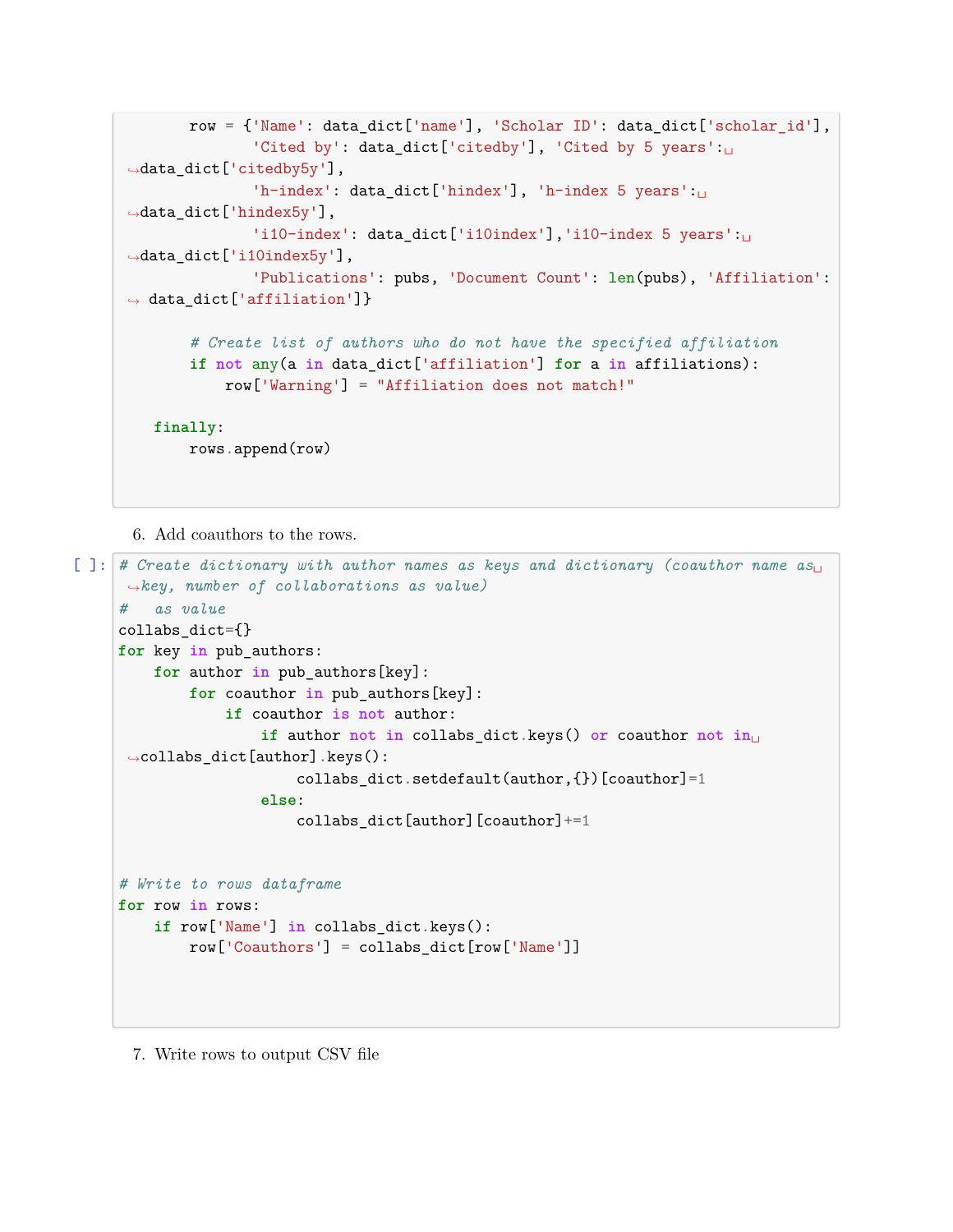```
        row = {'Name': data_dict['name'], 'Scholar ID': data_dict['scholar_id'],
               'Cited by': data_dict['citedby'], 'Cited by 5 years': data_dict['citedby5y'],
               'h-index': data_dict['hindex'], 'h-index 5 years': data_dict['hindex5y'],
               'i10-index': data_dict['i10index'],'i10-index 5 years': data_dict['i10index5y'],
               'Publications': pubs, 'Document Count': len(pubs), 'Affiliation': data_dict['affiliation']}

        # Create list of authors who do not have the specified affiliation
        if not any(a in data_dict['affiliation'] for a in affiliations):
            row['Warning'] = "Affiliation does not match!"

    finally:
        rows.append(row)
```

6. Add coauthors to the rows.

```
[ ]: # Create dictionary with author names as keys and dictionary (coauthor name as key, number of collaborations as value)
#   as value
collabs_dict={}
for key in pub_authors:
    for author in pub_authors[key]:
        for coauthor in pub_authors[key]:
            if coauthor is not author:
                if author not in collabs_dict.keys() or coauthor not in collabs_dict[author].keys():
                    collabs_dict.setdefault(author,{})[coauthor]=1
                else:
                    collabs_dict[author][coauthor]+=1


# Write to rows dataframe
for row in rows:
    if row['Name'] in collabs_dict.keys():
        row['Coauthors'] = collabs_dict[row['Name']]
```

7. Write rows to output CSV file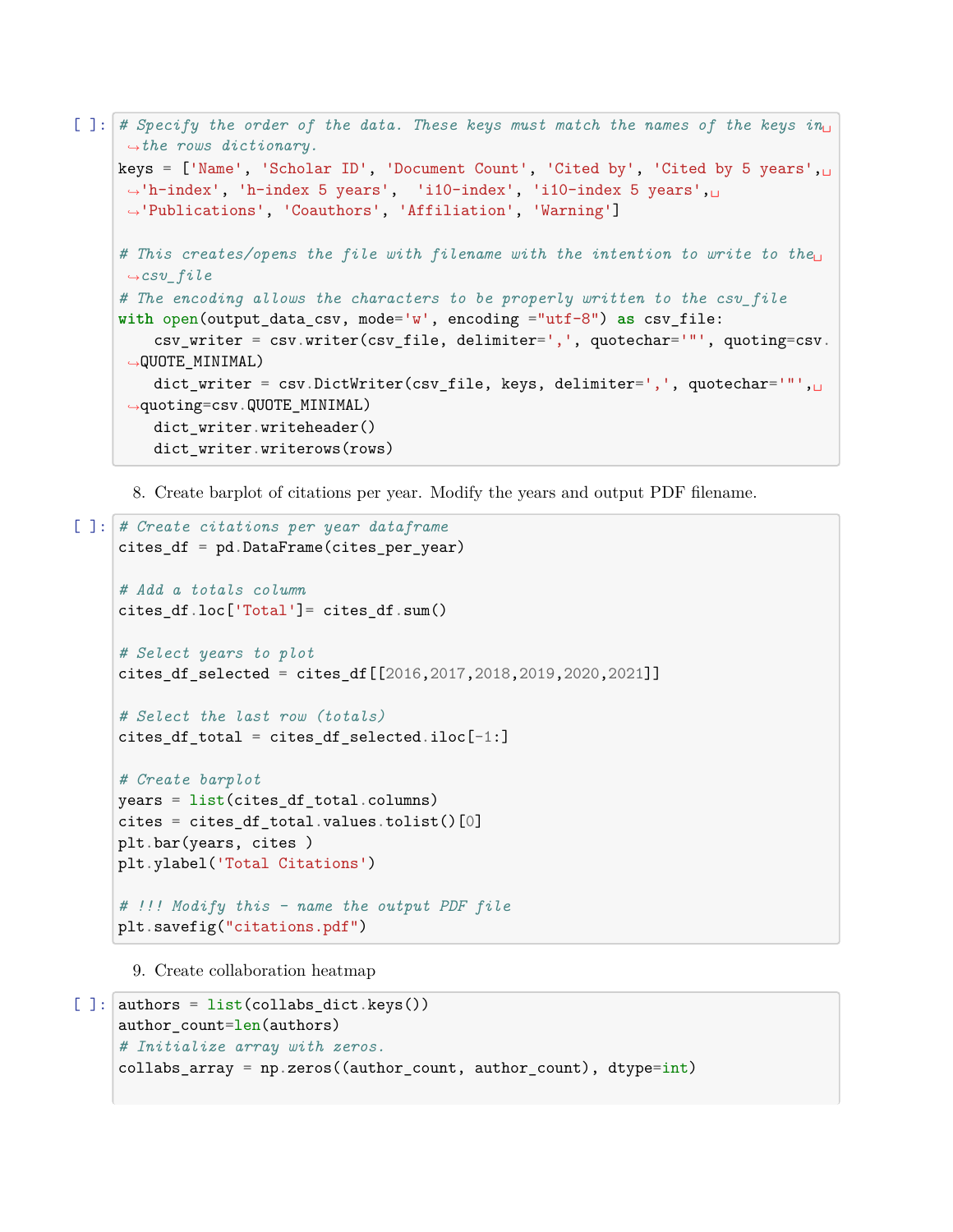```
# Specify the order of the data. These keys must match the names of the keys in the rows dictionary.
keys = ['Name', 'Scholar ID', 'Document Count', 'Cited by', 'Cited by 5 years', 'h-index', 'h-index 5 years',  'i10-index', 'i10-index 5 years', 'Publications', 'Coauthors', 'Affiliation', 'Warning']

# This creates/opens the file with filename with the intention to write to the csv_file
# The encoding allows the characters to be properly written to the csv_file
with open(output_data_csv, mode='w', encoding ="utf-8") as csv_file:
    csv_writer = csv.writer(csv_file, delimiter=',', quotechar='"', quoting=csv.QUOTE_MINIMAL)
    dict_writer = csv.DictWriter(csv_file, keys, delimiter=',', quotechar='"', quoting=csv.QUOTE_MINIMAL)
    dict_writer.writeheader()
    dict_writer.writerows(rows)
```

8. Create barplot of citations per year. Modify the years and output PDF filename.

```
# Create citations per year dataframe
cites_df = pd.DataFrame(cites_per_year)

# Add a totals column
cites_df.loc['Total']= cites_df.sum()

# Select years to plot
cites_df_selected = cites_df[[2016,2017,2018,2019,2020,2021]]

# Select the last row (totals)
cites_df_total = cites_df_selected.iloc[-1:]

# Create barplot
years = list(cites_df_total.columns)
cites = cites_df_total.values.tolist()[0]
plt.bar(years, cites )
plt.ylabel('Total Citations')

# !!! Modify this - name the output PDF file
plt.savefig("citations.pdf")
```

9. Create collaboration heatmap

```
authors = list(collabs_dict.keys())
author_count=len(authors)
# Initialize array with zeros.
collabs_array = np.zeros((author_count, author_count), dtype=int)
```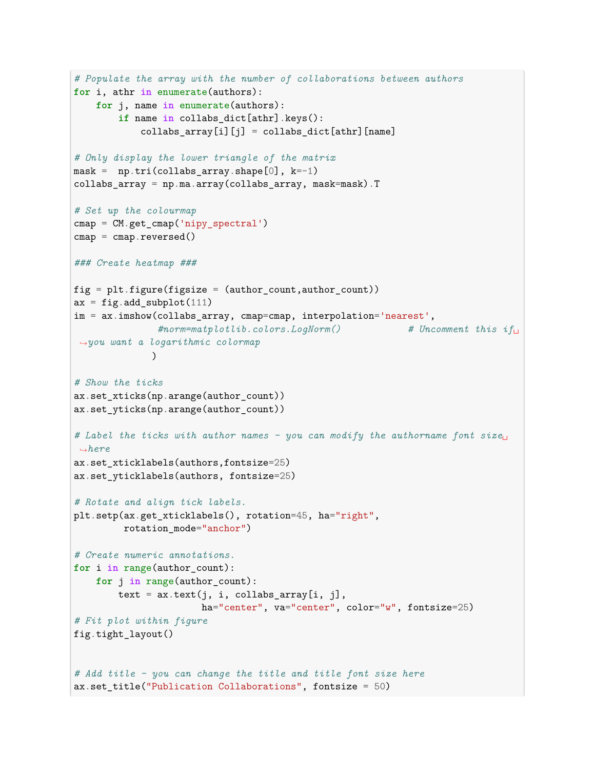```python
# Populate the array with the number of collaborations between authors
for i, athr in enumerate(authors):
    for j, name in enumerate(authors):
        if name in collabs_dict[athr].keys():
            collabs_array[i][j] = collabs_dict[athr][name]

# Only display the lower triangle of the matrix
mask =  np.tri(collabs_array.shape[0], k=-1)
collabs_array = np.ma.array(collabs_array, mask=mask).T

# Set up the colourmap
cmap = CM.get_cmap('nipy_spectral')
cmap = cmap.reversed()

### Create heatmap ###

fig = plt.figure(figsize = (author_count,author_count))
ax = fig.add_subplot(111)
im = ax.imshow(collabs_array, cmap=cmap, interpolation='nearest',
               #norm=matplotlib.colors.LogNorm()            # Uncomment this if you want a logarithmic colormap
              )

# Show the ticks
ax.set_xticks(np.arange(author_count))
ax.set_yticks(np.arange(author_count))

# Label the ticks with author names - you can modify the authorname font size here
ax.set_xticklabels(authors,fontsize=25)
ax.set_yticklabels(authors, fontsize=25)

# Rotate and align tick labels.
plt.setp(ax.get_xticklabels(), rotation=45, ha="right",
         rotation_mode="anchor")

# Create numeric annotations.
for i in range(author_count):
    for j in range(author_count):
        text = ax.text(j, i, collabs_array[i, j],
                       ha="center", va="center", color="w", fontsize=25)
# Fit plot within figure
fig.tight_layout()


# Add title - you can change the title and title font size here
ax.set_title("Publication Collaborations", fontsize = 50)
```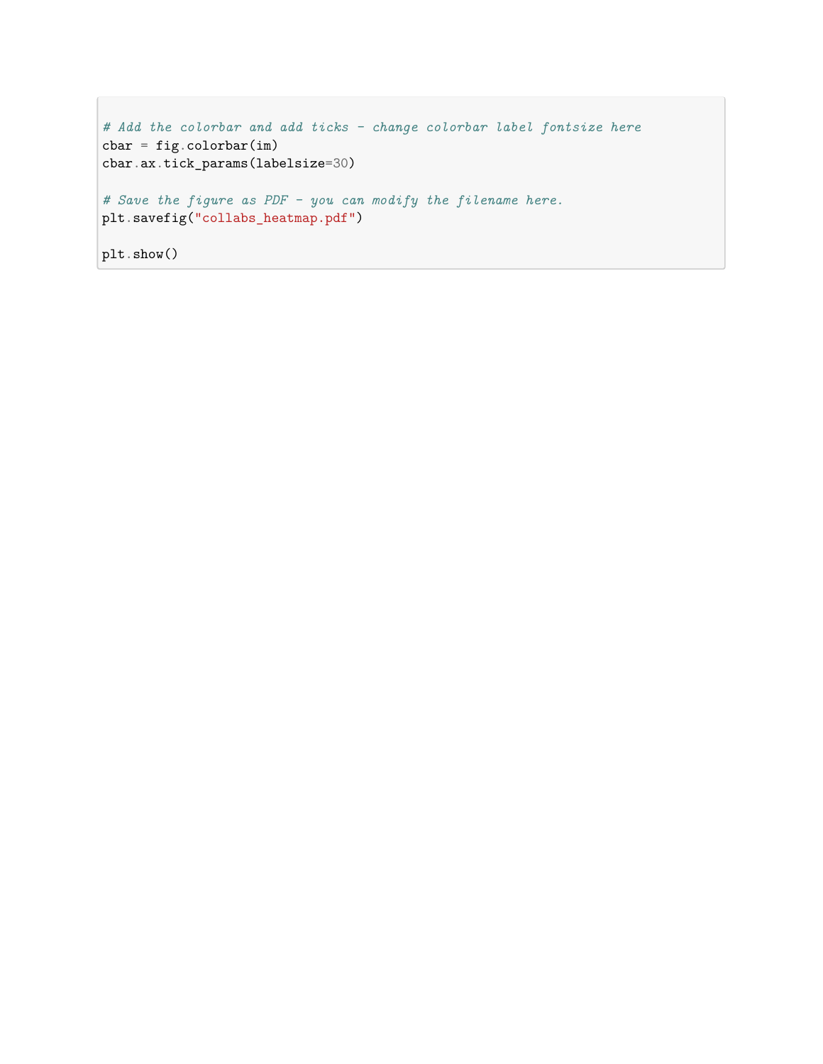```
# Add the colorbar and add ticks - change colorbar label fontsize here
cbar = fig.colorbar(im)
cbar.ax.tick_params(labelsize=30)

# Save the figure as PDF - you can modify the filename here.
plt.savefig("collabs_heatmap.pdf")

plt.show()
```